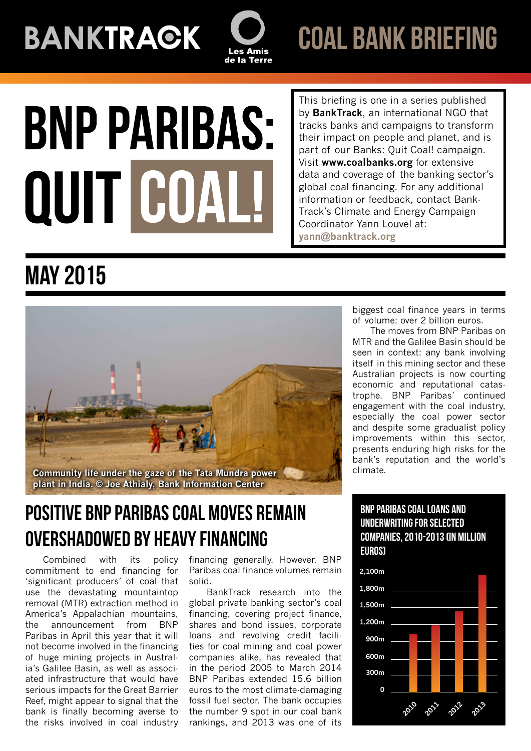# BANKTRACK

Les Amis de la Terre

# COAL BANK BRIEFING

# BNP PARIBAS: QUIT COAL!

This briefing is one in a series published by **BankTrack**, an international NGO that tracks banks and campaigns to transform their impact on people and planet, and is part of our Banks: Quit Coal! campaign. Visit **www.coalbanks.org** for extensive data and coverage of the banking sector's global coal financing. For any additional information or feedback, contact BankTrack's Climate and Energy Campaign Coordinator Yann Louvel at: **yann@banktrack.org**

## MAY 2015

Community life under the gaze of the Tata Mundra power plant in India. © Joe Athialy, Bank Information Center

## POSITIVE BNP PARIBAS COAL MOVES REMAIN OVERSHADOWED BY HEAVY FINANCING

Combined with its policy commitment to end financing for 'significant producers' of coal that use the devastating mountaintop removal (MTR) extraction method in America's Appalachian mountains, the announcement from BNP Paribas in April this year that it will not become involved in the financing of huge mining projects in Australia's Galilee Basin, as well as associated infrastructure that would have serious impacts for the Great Barrier Reef, might appear to signal that the bank is finally becoming averse to the risks involved in coal industry financing generally. However, BNP Paribas coal finance volumes remain solid.

BankTrack research into the global private banking sector's coal financing, covering project finance, shares and bond issues, corporate loans and revolving credit facilities for coal mining and coal power companies alike, has revealed that in the period 2005 to March 2014 BNP Paribas extended 15.6 billion euros to the most climate-damaging fossil fuel sector. The bank occupies the number 9 spot in our coal bank rankings, and 2013 was one of its biggest coal finance years in terms of volume: over 2 billion euros.

The moves from BNP Paribas on MTR and the Galilee Basin should be seen in context: any bank involving itself in this mining sector and these Australian projects is now courting economic and reputational catastrophe. BNP Paribas' continued engagement with the coal industry, especially the coal power sector and despite some gradualist policy improvements within this sector, presents enduring high risks for the bank's reputation and the world's climate.

### BNP PARIBAS COAL LOANS AND UNDERWRITING FOR SELECTED COMPANIES, 2010-2013 (IN MILLION EUROS)

Y-axis: 0, 300m, 600m, 900m, 1,200m, 1,500m, 1,800m, 2,100m
X-axis: 2010, 2011, 2012, 2013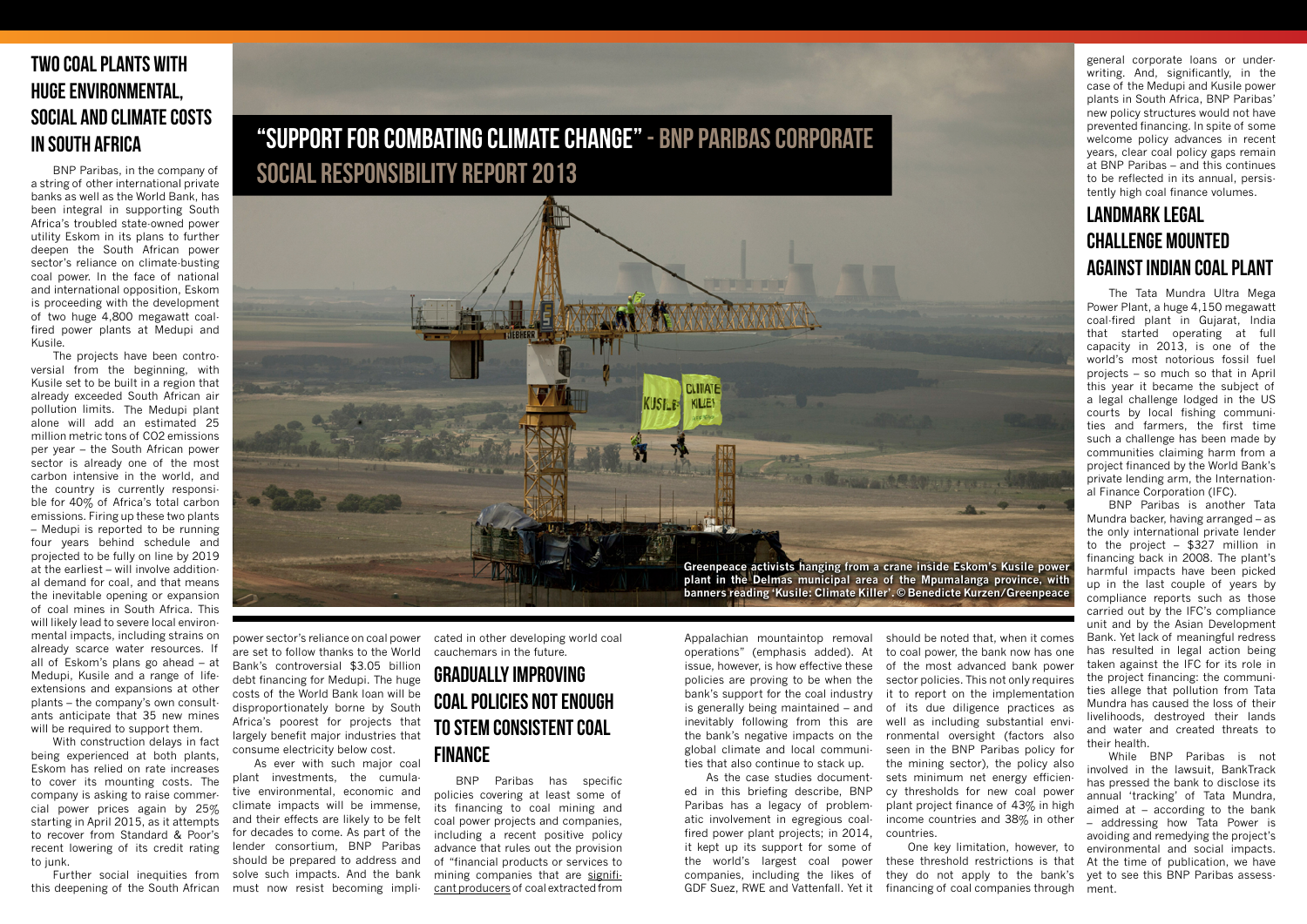## TWO COAL PLANTS WITH HUGE ENVIRONMENTAL, SOCIAL AND CLIMATE COSTS IN SOUTH AFRICA

BNP Paribas, in the company of a string of other international private banks as well as the World Bank, has been integral in supporting South Africa's troubled state-owned power utility Eskom in its plans to further deepen the South African power sector's reliance on climate-busting coal power. In the face of national and international opposition, Eskom is proceeding with the development of two huge 4,800 megawatt coal-fired power plants at Medupi and Kusile.

The projects have been controversial from the beginning, with Kusile set to be built in a region that already exceeded South African air pollution limits. The Medupi plant alone will add an estimated 25 million metric tons of CO2 emissions per year – the South African power sector is already one of the most carbon intensive in the world, and the country is currently responsible for 40% of Africa's total carbon emissions. Firing up these two plants – Medupi is reported to be running four years behind schedule and projected to be fully on line by 2019 at the earliest – will involve additional demand for coal, and that means the inevitable opening or expansion of coal mines in South Africa. This will likely lead to severe local environmental impacts, including strains on already scarce water resources. If all of Eskom's plans go ahead – at Medupi, Kusile and a range of life-extensions and expansions at other plants – the company's own consultants anticipate that 35 new mines will be required to support them.

With construction delays in fact being experienced at both plants, Eskom has relied on rate increases to cover its mounting costs. The company is asking to raise commercial power prices again by 25% starting in April 2015, as it attempts to recover from Standard & Poor's recent lowering of its credit rating to junk.

Further social inequities from this deepening of the South African power sector's reliance on coal power are set to follow thanks to the World Bank's controversial $3.05 billion debt financing for Medupi. The huge costs of the World Bank loan will be disproportionately borne by South Africa's poorest for projects that largely benefit major industries that consume electricity below cost.

As ever with such major coal plant investments, the cumulative environmental, economic and climate impacts will be immense, and their effects are likely to be felt for decades to come. As part of the lender consortium, BNP Paribas should be prepared to address and solve such impacts. And the bank must now resist becoming implicated in other developing world coal cauchemars in the future.

## "SUPPORT FOR COMBATING CLIMATE CHANGE" - BNP PARIBAS CORPORATE SOCIAL RESPONSIBILITY REPORT 2013

**Greenpeace activists hanging from a crane inside Eskom's Kusile power plant in the Delmas municipal area of the Mpumalanga province, with banners reading 'Kusile: Climate Killer'. © Benedicte Kurzen/Greenpeace**

## GRADUALLY IMPROVING COAL POLICIES NOT ENOUGH TO STEM CONSISTENT COAL FINANCE

BNP Paribas has specific policies covering at least some of its financing to coal mining and coal power projects and companies, including a recent positive policy advance that rules out the provision of "financial products or services to mining companies that are significant producers of coal extracted from Appalachian mountaintop removal operations" (emphasis added). At issue, however, is how effective these policies are proving to be when the bank's support for the coal industry is generally being maintained – and inevitably following from this are the bank's negative impacts on the global climate and local communities that also continue to stack up.

As the case studies documented in this briefing describe, BNP Paribas has a legacy of problematic involvement in egregious coal-fired power plant projects; in 2014, it kept up its support for some of the world's largest coal power companies, including the likes of GDF Suez, RWE and Vattenfall. Yet it should be noted that, when it comes to coal power, the bank now has one of the most advanced bank power sector policies. This not only requires it to report on the implementation of its due diligence practices as well as including substantial environmental oversight (factors also seen in the BNP Paribas policy for the mining sector), the policy also sets minimum net energy efficiency thresholds for new coal power plant project finance of 43% in high income countries and 38% in other countries.

One key limitation, however, to these threshold restrictions is that they do not apply to the bank's financing of coal companies through general corporate loans or underwriting. And, significantly, in the case of the Medupi and Kusile power plants in South Africa, BNP Paribas' new policy structures would not have prevented financing. In spite of some welcome policy advances in recent years, clear coal policy gaps remain at BNP Paribas – and this continues to be reflected in its annual, persistently high coal finance volumes.

## LANDMARK LEGAL CHALLENGE MOUNTED AGAINST INDIAN COAL PLANT

The Tata Mundra Ultra Mega Power Plant, a huge 4,150 megawatt coal-fired plant in Gujarat, India that started operating at full capacity in 2013, is one of the world's most notorious fossil fuel projects – so much so that in April this year it became the subject of a legal challenge lodged in the US courts by local fishing communities and farmers, the first time such a challenge has been made by communities claiming harm from a project financed by the World Bank's private lending arm, the International Finance Corporation (IFC).

BNP Paribas is another Tata Mundra backer, having arranged – as the only international private lender to the project – $327 million in financing back in 2008. The plant's harmful impacts have been picked up in the last couple of years by compliance reports such as those carried out by the IFC's compliance unit and by the Asian Development Bank. Yet lack of meaningful redress has resulted in legal action being taken against the IFC for its role in the project financing: the communities allege that pollution from Tata Mundra has caused the loss of their livelihoods, destroyed their lands and water and created threats to their health.

While BNP Paribas is not involved in the lawsuit, BankTrack has pressed the bank to disclose its annual 'tracking' of Tata Mundra, aimed at – according to the bank – addressing how Tata Power is avoiding and remedying the project's environmental and social impacts. At the time of publication, we have yet to see this BNP Paribas assessment.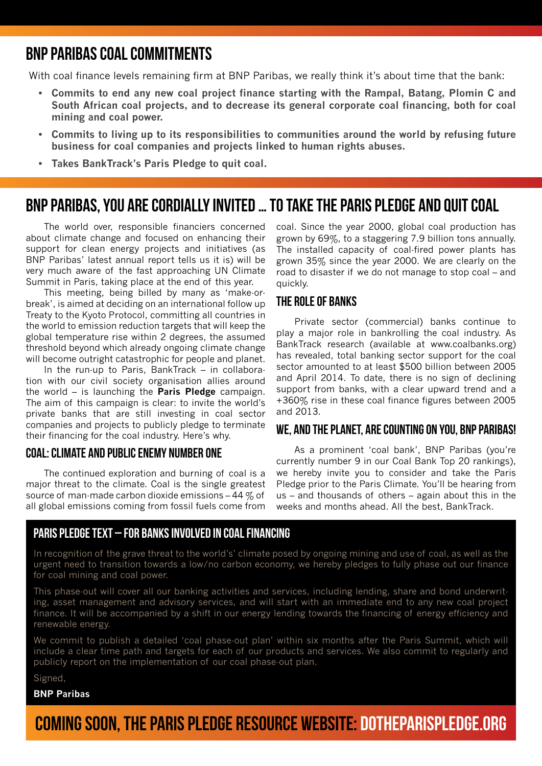## BNP PARIBAS COAL COMMITMENTS

With coal finance levels remaining firm at BNP Paribas, we really think it's about time that the bank:

- **Commits to end any new coal project finance starting with the Rampal, Batang, Plomin C and South African coal projects, and to decrease its general corporate coal financing, both for coal mining and coal power.**
- **Commits to living up to its responsibilities to communities around the world by refusing future business for coal companies and projects linked to human rights abuses.**
- **Takes BankTrack's Paris Pledge to quit coal.**

## BNP PARIBAS, YOU ARE CORDIALLY INVITED ... TO TAKE THE PARIS PLEDGE AND QUIT COAL

The world over, responsible financiers concerned about climate change and focused on enhancing their support for clean energy projects and initiatives (as BNP Paribas' latest annual report tells us it is) will be very much aware of the fast approaching UN Climate Summit in Paris, taking place at the end of this year.

This meeting, being billed by many as 'make-or-break', is aimed at deciding on an international follow up Treaty to the Kyoto Protocol, committing all countries in the world to emission reduction targets that will keep the global temperature rise within 2 degrees, the assumed threshold beyond which already ongoing climate change will become outright catastrophic for people and planet.

In the run-up to Paris, BankTrack – in collaboration with our civil society organisation allies around the world – is launching the **Paris Pledge** campaign. The aim of this campaign is clear: to invite the world's private banks that are still investing in coal sector companies and projects to publicly pledge to terminate their financing for the coal industry. Here's why.

### COAL: CLIMATE AND PUBLIC ENEMY NUMBER ONE

The continued exploration and burning of coal is a major threat to the climate. Coal is the single greatest source of man-made carbon dioxide emissions – 44 % of all global emissions coming from fossil fuels come from coal. Since the year 2000, global coal production has grown by 69%, to a staggering 7.9 billion tons annually. The installed capacity of coal-fired power plants has grown 35% since the year 2000. We are clearly on the road to disaster if we do not manage to stop coal – and quickly.

### THE ROLE OF BANKS

Private sector (commercial) banks continue to play a major role in bankrolling the coal industry. As BankTrack research (available at www.coalbanks.org) has revealed, total banking sector support for the coal sector amounted to at least \$500 billion between 2005 and April 2014. To date, there is no sign of declining support from banks, with a clear upward trend and a +360% rise in these coal finance figures between 2005 and 2013.

### WE, AND THE PLANET, ARE COUNTING ON YOU, BNP PARIBAS!

As a prominent 'coal bank', BNP Paribas (you're currently number 9 in our Coal Bank Top 20 rankings), we hereby invite you to consider and take the Paris Pledge prior to the Paris Climate. You'll be hearing from us – and thousands of others – again about this in the weeks and months ahead. All the best, BankTrack.

### PARIS PLEDGE TEXT – FOR BANKS INVOLVED IN COAL FINANCING

In recognition of the grave threat to the world's' climate posed by ongoing mining and use of coal, as well as the urgent need to transition towards a low/no carbon economy, we hereby pledges to fully phase out our finance for coal mining and coal power.

This phase-out will cover all our banking activities and services, including lending, share and bond underwriting, asset management and advisory services, and will start with an immediate end to any new coal project finance. It will be accompanied by a shift in our energy lending towards the financing of energy efficiency and renewable energy.

We commit to publish a detailed 'coal phase-out plan' within six months after the Paris Summit, which will include a clear time path and targets for each of our products and services. We also commit to regularly and publicly report on the implementation of our coal phase-out plan.

Signed,

**BNP Paribas**

## COMING SOON, THE PARIS PLEDGE RESOURCE WEBSITE: DOTHEPARISPLEDGE.ORG